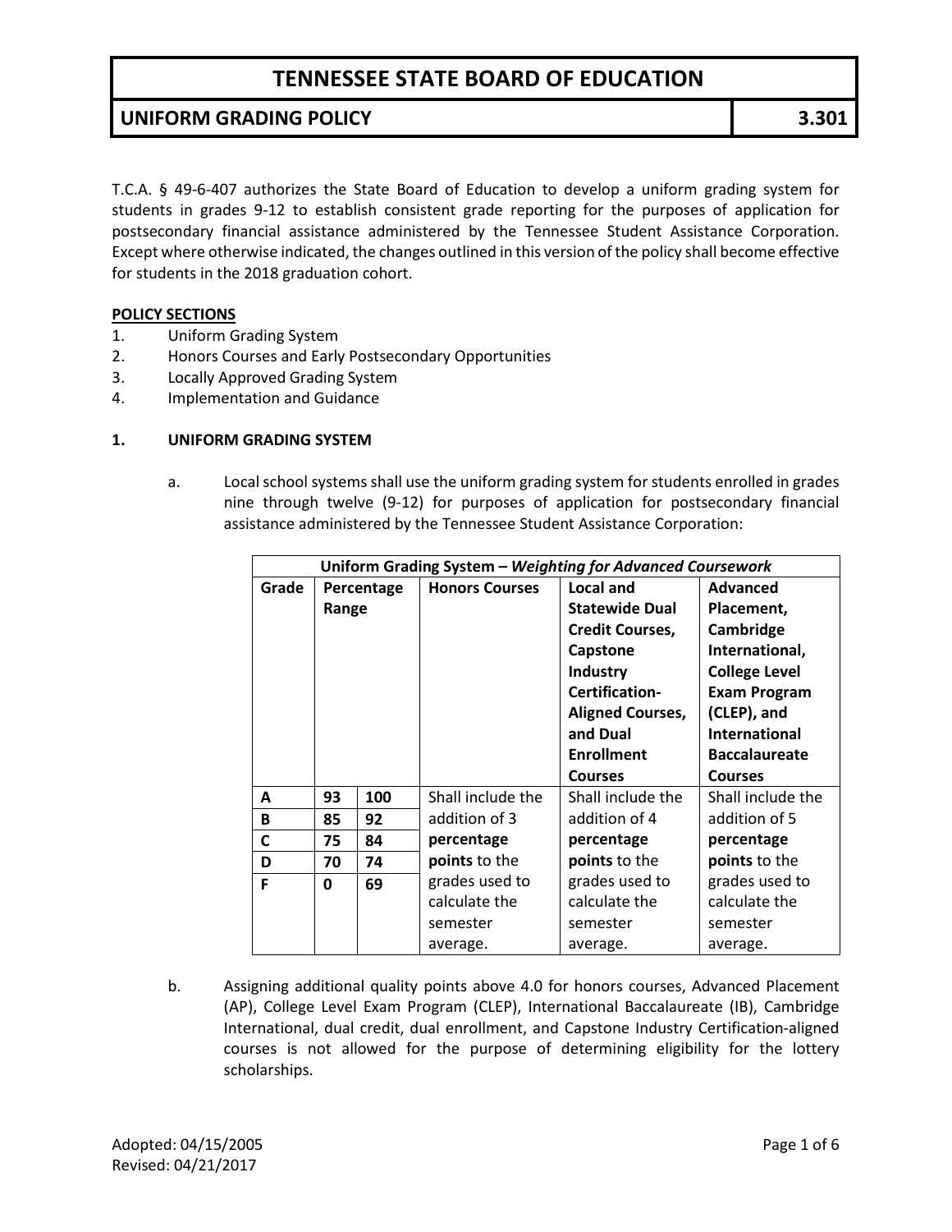# TENNESSEE STATE BOARD OF EDUCATION

## UNIFORM GRADING POLICY 3.301

T.C.A. § 49-6-407 authorizes the State Board of Education to develop a uniform grading system for students in grades 9-12 to establish consistent grade reporting for the purposes of application for postsecondary financial assistance administered by the Tennessee Student Assistance Corporation. Except where otherwise indicated, the changes outlined in this version of the policy shall become effective for students in the 2018 graduation cohort.

**POLICY SECTIONS**

1. Uniform Grading System
2. Honors Courses and Early Postsecondary Opportunities
3. Locally Approved Grading System
4. Implementation and Guidance

### 1. UNIFORM GRADING SYSTEM

a. Local school systems shall use the uniform grading system for students enrolled in grades nine through twelve (9-12) for purposes of application for postsecondary financial assistance administered by the Tennessee Student Assistance Corporation:

| **Uniform Grading System – *Weighting for Advanced Coursework*** | | | | | |
|---|---|---|---|---|---|
| **Grade** | **Percentage Range** | | **Honors Courses** | **Local and Statewide Dual Credit Courses, Capstone Industry Certification-Aligned Courses, and Dual Enrollment Courses** | **Advanced Placement, Cambridge International, College Level Exam Program (CLEP), and International Baccalaureate Courses** |
| A | 93 | 100 | Shall include the addition of 3 **percentage points** to the grades used to calculate the semester average. | Shall include the addition of 4 **percentage points** to the grades used to calculate the semester average. | Shall include the addition of 5 **percentage points** to the grades used to calculate the semester average. |
| B | 85 | 92 | | | |
| C | 75 | 84 | | | |
| D | 70 | 74 | | | |
| F | 0 | 69 | | | |

b. Assigning additional quality points above 4.0 for honors courses, Advanced Placement (AP), College Level Exam Program (CLEP), International Baccalaureate (IB), Cambridge International, dual credit, dual enrollment, and Capstone Industry Certification-aligned courses is not allowed for the purpose of determining eligibility for the lottery scholarships.

Adopted: 04/15/2005
Revised: 04/21/2017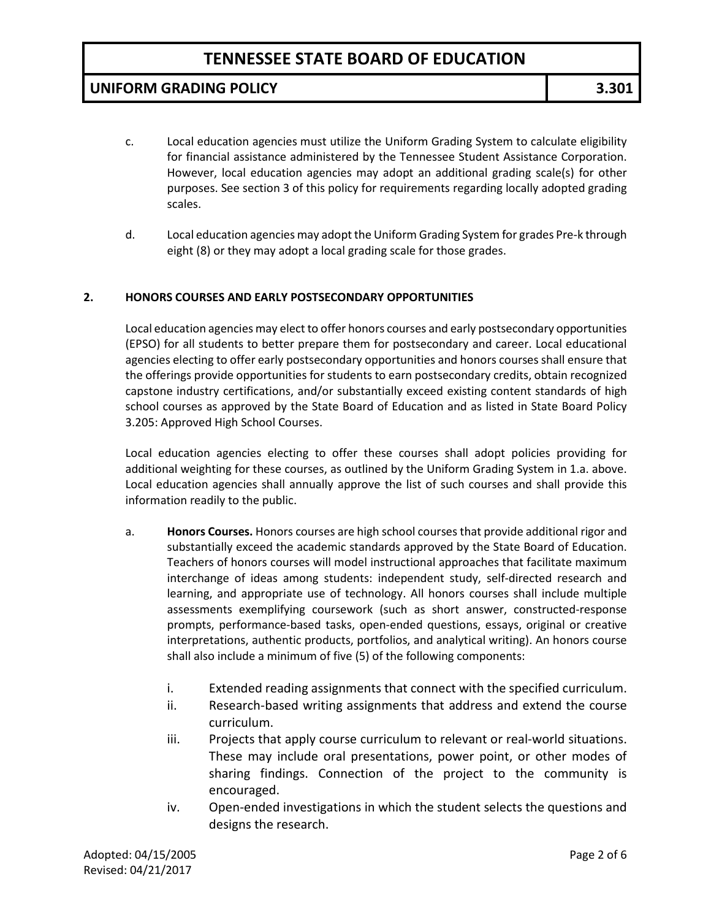c. Local education agencies must utilize the Uniform Grading System to calculate eligibility for financial assistance administered by the Tennessee Student Assistance Corporation. However, local education agencies may adopt an additional grading scale(s) for other purposes. See section 3 of this policy for requirements regarding locally adopted grading scales.

d. Local education agencies may adopt the Uniform Grading System for grades Pre-k through eight (8) or they may adopt a local grading scale for those grades.

## 2. HONORS COURSES AND EARLY POSTSECONDARY OPPORTUNITIES

Local education agencies may elect to offer honors courses and early postsecondary opportunities (EPSO) for all students to better prepare them for postsecondary and career. Local educational agencies electing to offer early postsecondary opportunities and honors courses shall ensure that the offerings provide opportunities for students to earn postsecondary credits, obtain recognized capstone industry certifications, and/or substantially exceed existing content standards of high school courses as approved by the State Board of Education and as listed in State Board Policy 3.205: Approved High School Courses.

Local education agencies electing to offer these courses shall adopt policies providing for additional weighting for these courses, as outlined by the Uniform Grading System in 1.a. above. Local education agencies shall annually approve the list of such courses and shall provide this information readily to the public.

a. **Honors Courses.** Honors courses are high school courses that provide additional rigor and substantially exceed the academic standards approved by the State Board of Education. Teachers of honors courses will model instructional approaches that facilitate maximum interchange of ideas among students: independent study, self-directed research and learning, and appropriate use of technology. All honors courses shall include multiple assessments exemplifying coursework (such as short answer, constructed-response prompts, performance-based tasks, open-ended questions, essays, original or creative interpretations, authentic products, portfolios, and analytical writing). An honors course shall also include a minimum of five (5) of the following components:

   i. Extended reading assignments that connect with the specified curriculum.
   
   ii. Research-based writing assignments that address and extend the course curriculum.
   
   iii. Projects that apply course curriculum to relevant or real-world situations. These may include oral presentations, power point, or other modes of sharing findings. Connection of the project to the community is encouraged.
   
   iv. Open-ended investigations in which the student selects the questions and designs the research.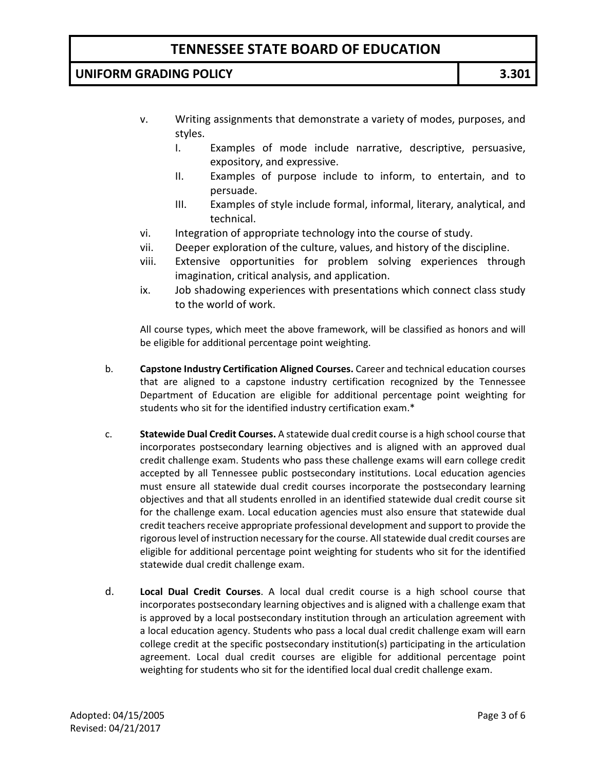v. Writing assignments that demonstrate a variety of modes, purposes, and styles.
   I. Examples of mode include narrative, descriptive, persuasive, expository, and expressive.
   II. Examples of purpose include to inform, to entertain, and to persuade.
   III. Examples of style include formal, informal, literary, analytical, and technical.

vi. Integration of appropriate technology into the course of study.

vii. Deeper exploration of the culture, values, and history of the discipline.

viii. Extensive opportunities for problem solving experiences through imagination, critical analysis, and application.

ix. Job shadowing experiences with presentations which connect class study to the world of work.

All course types, which meet the above framework, will be classified as honors and will be eligible for additional percentage point weighting.

b. **Capstone Industry Certification Aligned Courses.** Career and technical education courses that are aligned to a capstone industry certification recognized by the Tennessee Department of Education are eligible for additional percentage point weighting for students who sit for the identified industry certification exam.*

c. **Statewide Dual Credit Courses.** A statewide dual credit course is a high school course that incorporates postsecondary learning objectives and is aligned with an approved dual credit challenge exam. Students who pass these challenge exams will earn college credit accepted by all Tennessee public postsecondary institutions. Local education agencies must ensure all statewide dual credit courses incorporate the postsecondary learning objectives and that all students enrolled in an identified statewide dual credit course sit for the challenge exam. Local education agencies must also ensure that statewide dual credit teachers receive appropriate professional development and support to provide the rigorous level of instruction necessary for the course. All statewide dual credit courses are eligible for additional percentage point weighting for students who sit for the identified statewide dual credit challenge exam.

d. **Local Dual Credit Courses**. A local dual credit course is a high school course that incorporates postsecondary learning objectives and is aligned with a challenge exam that is approved by a local postsecondary institution through an articulation agreement with a local education agency. Students who pass a local dual credit challenge exam will earn college credit at the specific postsecondary institution(s) participating in the articulation agreement. Local dual credit courses are eligible for additional percentage point weighting for students who sit for the identified local dual credit challenge exam.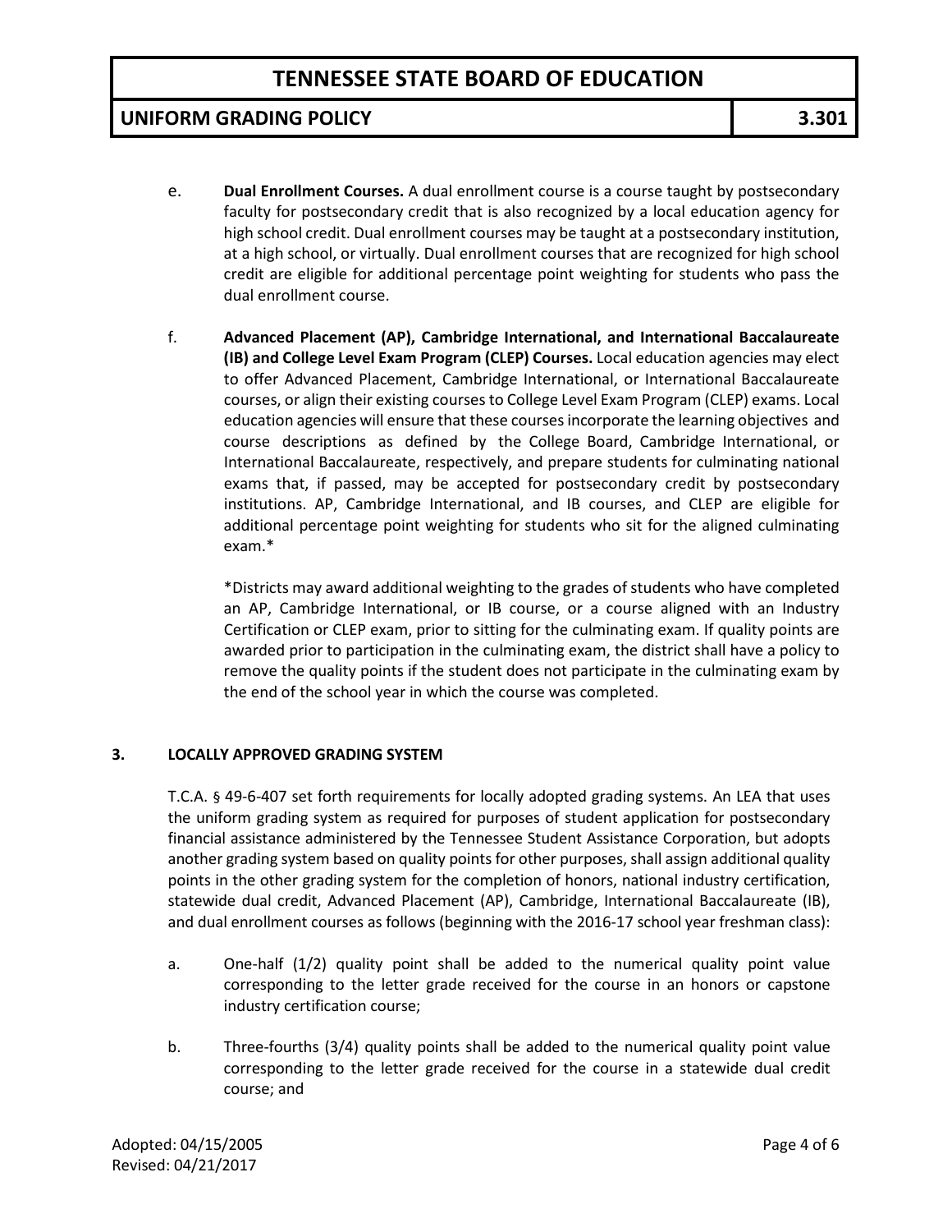e. **Dual Enrollment Courses.** A dual enrollment course is a course taught by postsecondary faculty for postsecondary credit that is also recognized by a local education agency for high school credit. Dual enrollment courses may be taught at a postsecondary institution, at a high school, or virtually. Dual enrollment courses that are recognized for high school credit are eligible for additional percentage point weighting for students who pass the dual enrollment course.

f. **Advanced Placement (AP), Cambridge International, and International Baccalaureate (IB) and College Level Exam Program (CLEP) Courses.** Local education agencies may elect to offer Advanced Placement, Cambridge International, or International Baccalaureate courses, or align their existing courses to College Level Exam Program (CLEP) exams. Local education agencies will ensure that these courses incorporate the learning objectives and course descriptions as defined by the College Board, Cambridge International, or International Baccalaureate, respectively, and prepare students for culminating national exams that, if passed, may be accepted for postsecondary credit by postsecondary institutions. AP, Cambridge International, and IB courses, and CLEP are eligible for additional percentage point weighting for students who sit for the aligned culminating exam.*

*Districts may award additional weighting to the grades of students who have completed an AP, Cambridge International, or IB course, or a course aligned with an Industry Certification or CLEP exam, prior to sitting for the culminating exam. If quality points are awarded prior to participation in the culminating exam, the district shall have a policy to remove the quality points if the student does not participate in the culminating exam by the end of the school year in which the course was completed.

## 3. LOCALLY APPROVED GRADING SYSTEM

T.C.A. § 49-6-407 set forth requirements for locally adopted grading systems. An LEA that uses the uniform grading system as required for purposes of student application for postsecondary financial assistance administered by the Tennessee Student Assistance Corporation, but adopts another grading system based on quality points for other purposes, shall assign additional quality points in the other grading system for the completion of honors, national industry certification, statewide dual credit, Advanced Placement (AP), Cambridge, International Baccalaureate (IB), and dual enrollment courses as follows (beginning with the 2016-17 school year freshman class):

a. One-half (1/2) quality point shall be added to the numerical quality point value corresponding to the letter grade received for the course in an honors or capstone industry certification course;

b. Three-fourths (3/4) quality points shall be added to the numerical quality point value corresponding to the letter grade received for the course in a statewide dual credit course; and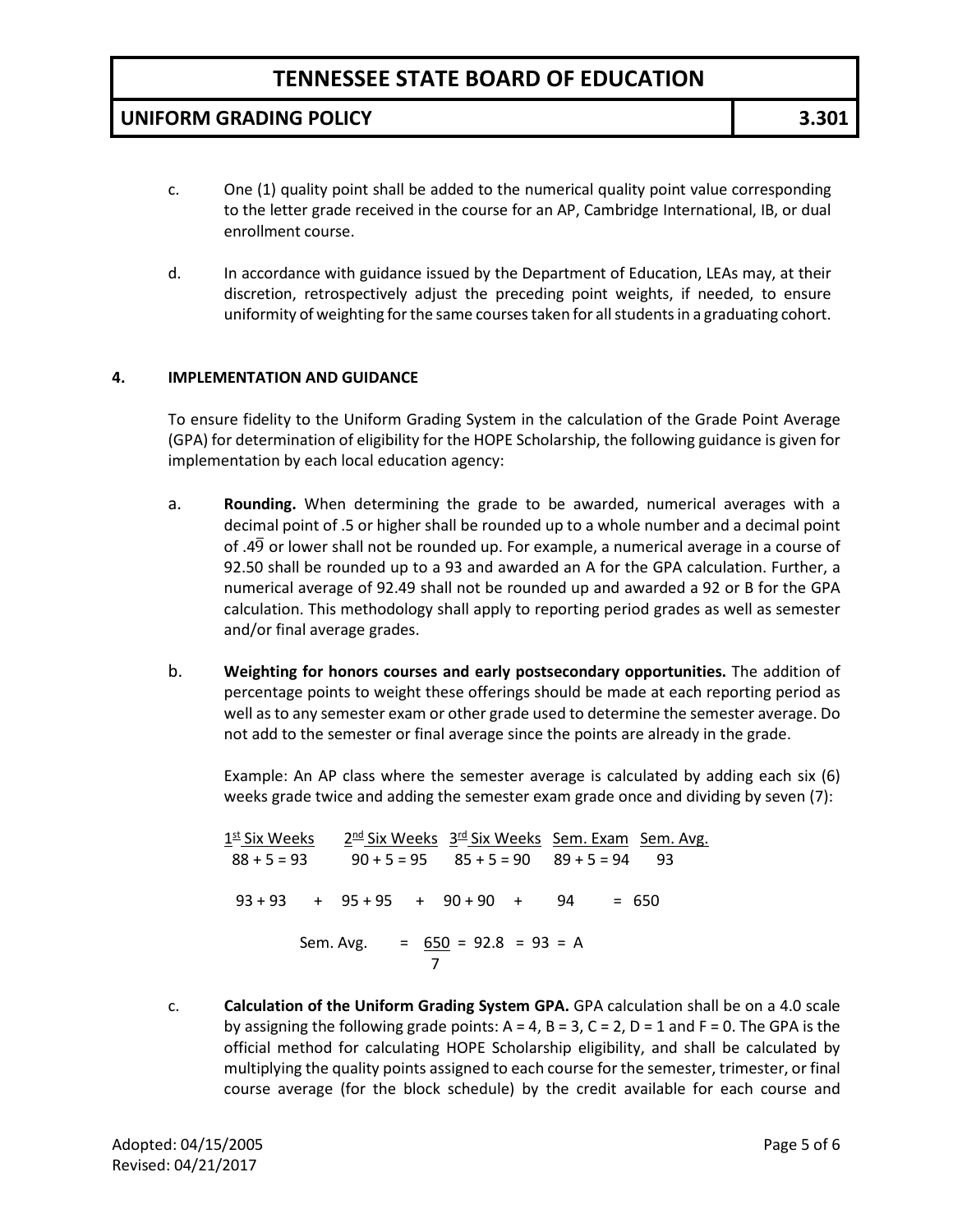c. One (1) quality point shall be added to the numerical quality point value corresponding to the letter grade received in the course for an AP, Cambridge International, IB, or dual enrollment course.

d. In accordance with guidance issued by the Department of Education, LEAs may, at their discretion, retrospectively adjust the preceding point weights, if needed, to ensure uniformity of weighting for the same courses taken for all students in a graduating cohort.

## 4. IMPLEMENTATION AND GUIDANCE

To ensure fidelity to the Uniform Grading System in the calculation of the Grade Point Average (GPA) for determination of eligibility for the HOPE Scholarship, the following guidance is given for implementation by each local education agency:

a. **Rounding.** When determining the grade to be awarded, numerical averages with a decimal point of .5 or higher shall be rounded up to a whole number and a decimal point of $.4\overline{9}$ or lower shall not be rounded up. For example, a numerical average in a course of 92.50 shall be rounded up to a 93 and awarded an A for the GPA calculation. Further, a numerical average of 92.49 shall not be rounded up and awarded a 92 or B for the GPA calculation. This methodology shall apply to reporting period grades as well as semester and/or final average grades.

b. **Weighting for honors courses and early postsecondary opportunities.** The addition of percentage points to weight these offerings should be made at each reporting period as well as to any semester exam or other grade used to determine the semester average. Do not add to the semester or final average since the points are already in the grade.

Example: An AP class where the semester average is calculated by adding each six (6) weeks grade twice and adding the semester exam grade once and dividing by seven (7):

| 1st Six Weeks | 2nd Six Weeks | 3rd Six Weeks | Sem. Exam | Sem. Avg. |
|---|---|---|---|---|
| 88 + 5 = 93 | 90 + 5 = 95 | 85 + 5 = 90 | 89 + 5 = 94 | 93 |

$$93 + 93 + 95 + 95 + 90 + 90 + 94 = 650$$

$$\text{Sem. Avg.} = \frac{650}{7} = 92.8 = 93 = A$$

c. **Calculation of the Uniform Grading System GPA.** GPA calculation shall be on a 4.0 scale by assigning the following grade points: A = 4, B = 3, C = 2, D = 1 and F = 0. The GPA is the official method for calculating HOPE Scholarship eligibility, and shall be calculated by multiplying the quality points assigned to each course for the semester, trimester, or final course average (for the block schedule) by the credit available for each course and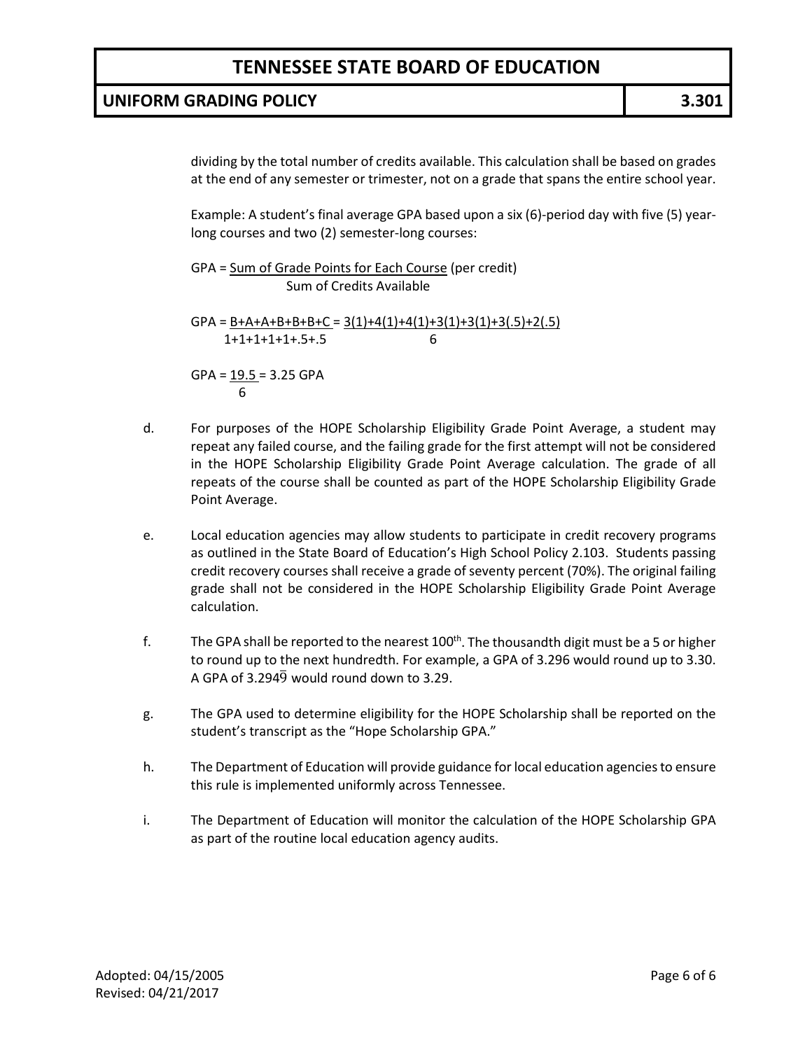dividing by the total number of credits available. This calculation shall be based on grades at the end of any semester or trimester, not on a grade that spans the entire school year.

Example: A student's final average GPA based upon a six (6)-period day with five (5) year-long courses and two (2) semester-long courses:

$$GPA = \frac{\text{Sum of Grade Points for Each Course (per credit)}}{\text{Sum of Credits Available}}$$

$$GPA = \frac{B+A+A+B+B+B+C}{1+1+1+1+1+.5+.5} = \frac{3(1)+4(1)+4(1)+3(1)+3(1)+3(.5)+2(.5)}{6}$$

$$GPA = \frac{19.5}{6} = 3.25 \text{ GPA}$$

d. For purposes of the HOPE Scholarship Eligibility Grade Point Average, a student may repeat any failed course, and the failing grade for the first attempt will not be considered in the HOPE Scholarship Eligibility Grade Point Average calculation. The grade of all repeats of the course shall be counted as part of the HOPE Scholarship Eligibility Grade Point Average.

e. Local education agencies may allow students to participate in credit recovery programs as outlined in the State Board of Education's High School Policy 2.103. Students passing credit recovery courses shall receive a grade of seventy percent (70%). The original failing grade shall not be considered in the HOPE Scholarship Eligibility Grade Point Average calculation.

f. The GPA shall be reported to the nearest 100th. The thousandth digit must be a 5 or higher to round up to the next hundredth. For example, a GPA of 3.296 would round up to 3.30. A GPA of $3.294\overline{9}$ would round down to 3.29.

g. The GPA used to determine eligibility for the HOPE Scholarship shall be reported on the student's transcript as the "Hope Scholarship GPA."

h. The Department of Education will provide guidance for local education agencies to ensure this rule is implemented uniformly across Tennessee.

i. The Department of Education will monitor the calculation of the HOPE Scholarship GPA as part of the routine local education agency audits.